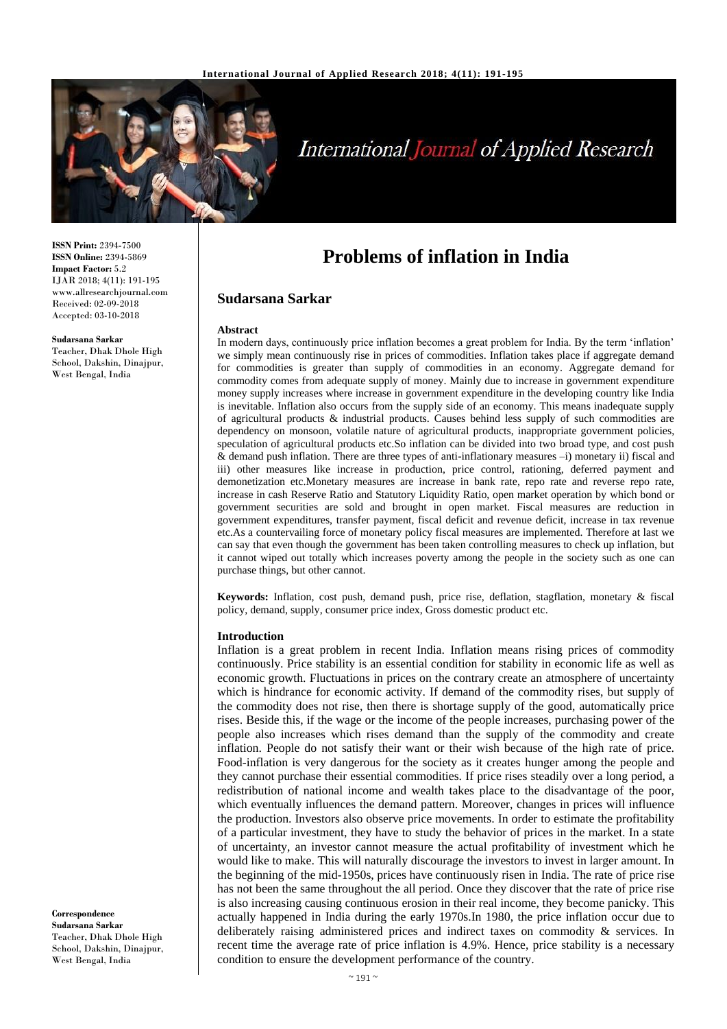# Problems of inflation in India

## Sudarsana Sarkar

ISSN Print: 2394-7500
ISSN Online: 2394-5869
Impact Factor: 5.2
IJAR 2018; 4(11): 191-195
www.allresearchjournal.com
Received: 02-09-2018
Accepted: 03-10-2018

**Sudarsana Sarkar**
Teacher, Dhak Dhole High School, Dakshin, Dinajpur, West Bengal, India

**Correspondence**
**Sudarsana Sarkar**
Teacher, Dhak Dhole High School, Dakshin, Dinajpur, West Bengal, India

### Abstract

In modern days, continuously price inflation becomes a great problem for India. By the term 'inflation' we simply mean continuously rise in prices of commodities. Inflation takes place if aggregate demand for commodities is greater than supply of commodities in an economy. Aggregate demand for commodity comes from adequate supply of money. Mainly due to increase in government expenditure money supply increases where increase in government expenditure in the developing country like India is inevitable. Inflation also occurs from the supply side of an economy. This means inadequate supply of agricultural products & industrial products. Causes behind less supply of such commodities are dependency on monsoon, volatile nature of agricultural products, inappropriate government policies, speculation of agricultural products etc.So inflation can be divided into two broad type, and cost push & demand push inflation. There are three types of anti-inflationary measures –i) monetary ii) fiscal and iii) other measures like increase in production, price control, rationing, deferred payment and demonetization etc.Monetary measures are increase in bank rate, repo rate and reverse repo rate, increase in cash Reserve Ratio and Statutory Liquidity Ratio, open market operation by which bond or government securities are sold and brought in open market. Fiscal measures are reduction in government expenditures, transfer payment, fiscal deficit and revenue deficit, increase in tax revenue etc.As a countervailing force of monetary policy fiscal measures are implemented. Therefore at last we can say that even though the government has been taken controlling measures to check up inflation, but it cannot wiped out totally which increases poverty among the people in the society such as one can purchase things, but other cannot.

**Keywords:** Inflation, cost push, demand push, price rise, deflation, stagflation, monetary & fiscal policy, demand, supply, consumer price index, Gross domestic product etc.

### Introduction

Inflation is a great problem in recent India. Inflation means rising prices of commodity continuously. Price stability is an essential condition for stability in economic life as well as economic growth. Fluctuations in prices on the contrary create an atmosphere of uncertainty which is hindrance for economic activity. If demand of the commodity rises, but supply of the commodity does not rise, then there is shortage supply of the good, automatically price rises. Beside this, if the wage or the income of the people increases, purchasing power of the people also increases which rises demand than the supply of the commodity and create inflation. People do not satisfy their want or their wish because of the high rate of price. Food-inflation is very dangerous for the society as it creates hunger among the people and they cannot purchase their essential commodities. If price rises steadily over a long period, a redistribution of national income and wealth takes place to the disadvantage of the poor, which eventually influences the demand pattern. Moreover, changes in prices will influence the production. Investors also observe price movements. In order to estimate the profitability of a particular investment, they have to study the behavior of prices in the market. In a state of uncertainty, an investor cannot measure the actual profitability of investment which he would like to make. This will naturally discourage the investors to invest in larger amount. In the beginning of the mid-1950s, prices have continuously risen in India. The rate of price rise has not been the same throughout the all period. Once they discover that the rate of price rise is also increasing causing continuous erosion in their real income, they become panicky. This actually happened in India during the early 1970s.In 1980, the price inflation occur due to deliberately raising administered prices and indirect taxes on commodity & services. In recent time the average rate of price inflation is 4.9%. Hence, price stability is a necessary condition to ensure the development performance of the country.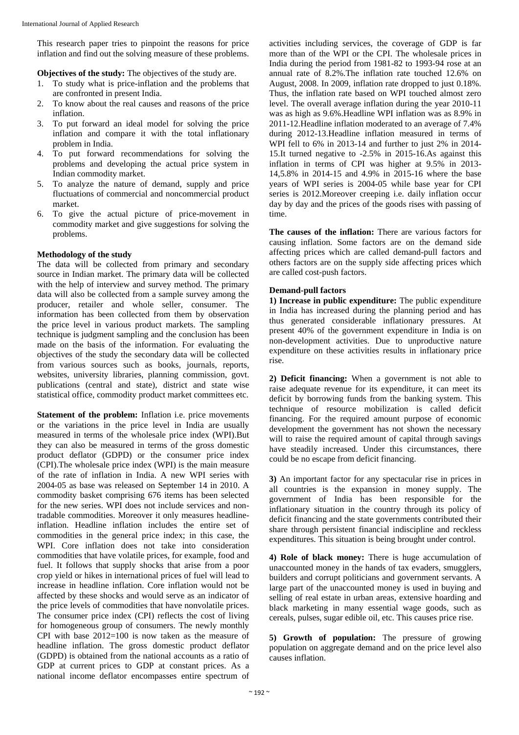This research paper tries to pinpoint the reasons for price inflation and find out the solving measure of these problems.

**Objectives of the study:** The objectives of the study are.

1. To study what is price-inflation and the problems that are confronted in present India.
2. To know about the real causes and reasons of the price inflation.
3. To put forward an ideal model for solving the price inflation and compare it with the total inflationary problem in India.
4. To put forward recommendations for solving the problems and developing the actual price system in Indian commodity market.
5. To analyze the nature of demand, supply and price fluctuations of commercial and noncommercial product market.
6. To give the actual picture of price-movement in commodity market and give suggestions for solving the problems.

**Methodology of the study**

The data will be collected from primary and secondary source in Indian market. The primary data will be collected with the help of interview and survey method. The primary data will also be collected from a sample survey among the producer, retailer and whole seller, consumer. The information has been collected from them by observation the price level in various product markets. The sampling technique is judgment sampling and the conclusion has been made on the basis of the information. For evaluating the objectives of the study the secondary data will be collected from various sources such as books, journals, reports, websites, university libraries, planning commission, govt. publications (central and state), district and state wise statistical office, commodity product market committees etc.

**Statement of the problem:** Inflation i.e. price movements or the variations in the price level in India are usually measured in terms of the wholesale price index (WPI).But they can also be measured in terms of the gross domestic product deflator (GDPD) or the consumer price index (CPI).The wholesale price index (WPI) is the main measure of the rate of inflation in India. A new WPI series with 2004-05 as base was released on September 14 in 2010. A commodity basket comprising 676 items has been selected for the new series. WPI does not include services and non-tradable commodities. Moreover it only measures headline-inflation. Headline inflation includes the entire set of commodities in the general price index; in this case, the WPI. Core inflation does not take into consideration commodities that have volatile prices, for example, food and fuel. It follows that supply shocks that arise from a poor crop yield or hikes in international prices of fuel will lead to increase in headline inflation. Core inflation would not be affected by these shocks and would serve as an indicator of the price levels of commodities that have nonvolatile prices. The consumer price index (CPI) reflects the cost of living for homogeneous group of consumers. The newly monthly CPI with base 2012=100 is now taken as the measure of headline inflation. The gross domestic product deflator (GDPD) is obtained from the national accounts as a ratio of GDP at current prices to GDP at constant prices. As a national income deflator encompasses entire spectrum of activities including services, the coverage of GDP is far more than of the WPI or the CPI. The wholesale prices in India during the period from 1981-82 to 1993-94 rose at an annual rate of 8.2%.The inflation rate touched 12.6% on August, 2008. In 2009, inflation rate dropped to just 0.18%. Thus, the inflation rate based on WPI touched almost zero level. The overall average inflation during the year 2010-11 was as high as 9.6%.Headline WPI inflation was as 8.9% in 2011-12.Headline inflation moderated to an average of 7.4% during 2012-13.Headline inflation measured in terms of WPI fell to 6% in 2013-14 and further to just 2% in 2014-15.It turned negative to -2.5% in 2015-16.As against this inflation in terms of CPI was higher at 9.5% in 2013-14,5.8% in 2014-15 and 4.9% in 2015-16 where the base years of WPI series is 2004-05 while base year for CPI series is 2012.Moreover creeping i.e. daily inflation occur day by day and the prices of the goods rises with passing of time.

**The causes of the inflation:** There are various factors for causing inflation. Some factors are on the demand side affecting prices which are called demand-pull factors and others factors are on the supply side affecting prices which are called cost-push factors.

**Demand-pull factors**

**1) Increase in public expenditure:** The public expenditure in India has increased during the planning period and has thus generated considerable inflationary pressures. At present 40% of the government expenditure in India is on non-development activities. Due to unproductive nature expenditure on these activities results in inflationary price rise.

**2) Deficit financing:** When a government is not able to raise adequate revenue for its expenditure, it can meet its deficit by borrowing funds from the banking system. This technique of resource mobilization is called deficit financing. For the required amount purpose of economic development the government has not shown the necessary will to raise the required amount of capital through savings have steadily increased. Under this circumstances, there could be no escape from deficit financing.

**3)** An important factor for any spectacular rise in prices in all countries is the expansion in money supply. The government of India has been responsible for the inflationary situation in the country through its policy of deficit financing and the state governments contributed their share through persistent financial indiscipline and reckless expenditures. This situation is being brought under control.

**4) Role of black money:** There is huge accumulation of unaccounted money in the hands of tax evaders, smugglers, builders and corrupt politicians and government servants. A large part of the unaccounted money is used in buying and selling of real estate in urban areas, extensive hoarding and black marketing in many essential wage goods, such as cereals, pulses, sugar edible oil, etc. This causes price rise.

**5) Growth of population:** The pressure of growing population on aggregate demand and on the price level also causes inflation.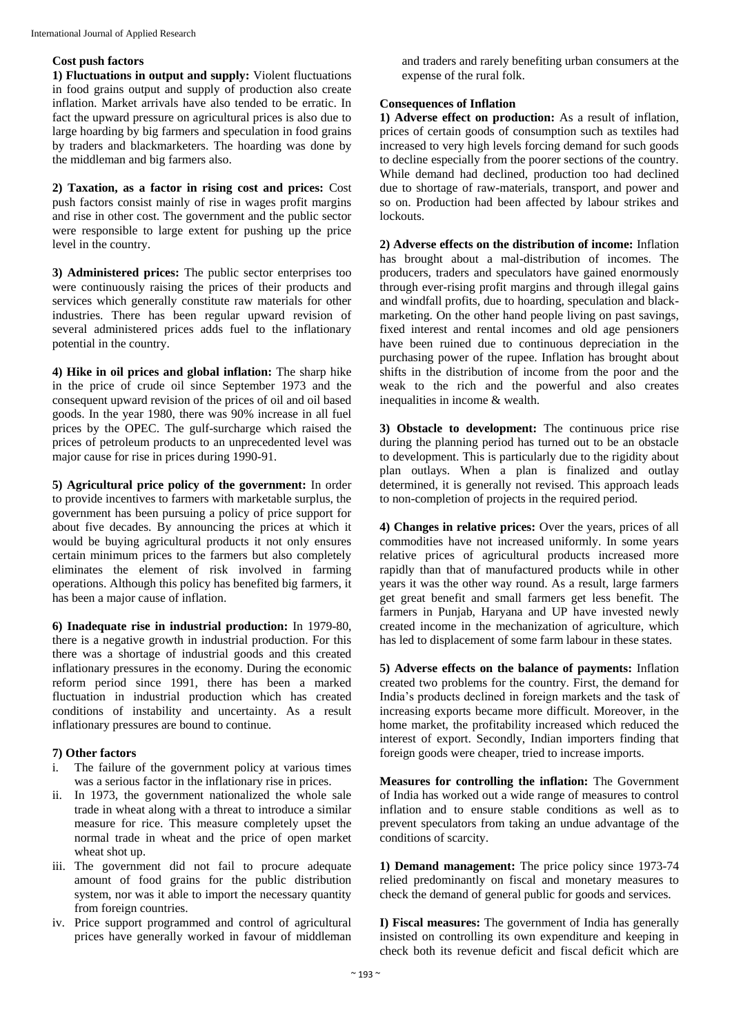**Cost push factors**

**1) Fluctuations in output and supply:** Violent fluctuations in food grains output and supply of production also create inflation. Market arrivals have also tended to be erratic. In fact the upward pressure on agricultural prices is also due to large hoarding by big farmers and speculation in food grains by traders and blackmarketers. The hoarding was done by the middleman and big farmers also.

**2) Taxation, as a factor in rising cost and prices:** Cost push factors consist mainly of rise in wages profit margins and rise in other cost. The government and the public sector were responsible to large extent for pushing up the price level in the country.

**3) Administered prices:** The public sector enterprises too were continuously raising the prices of their products and services which generally constitute raw materials for other industries. There has been regular upward revision of several administered prices adds fuel to the inflationary potential in the country.

**4) Hike in oil prices and global inflation:** The sharp hike in the price of crude oil since September 1973 and the consequent upward revision of the prices of oil and oil based goods. In the year 1980, there was 90% increase in all fuel prices by the OPEC. The gulf-surcharge which raised the prices of petroleum products to an unprecedented level was major cause for rise in prices during 1990-91.

**5) Agricultural price policy of the government:** In order to provide incentives to farmers with marketable surplus, the government has been pursuing a policy of price support for about five decades. By announcing the prices at which it would be buying agricultural products it not only ensures certain minimum prices to the farmers but also completely eliminates the element of risk involved in farming operations. Although this policy has benefited big farmers, it has been a major cause of inflation.

**6) Inadequate rise in industrial production:** In 1979-80, there is a negative growth in industrial production. For this there was a shortage of industrial goods and this created inflationary pressures in the economy. During the economic reform period since 1991, there has been a marked fluctuation in industrial production which has created conditions of instability and uncertainty. As a result inflationary pressures are bound to continue.

**7) Other factors**

i. The failure of the government policy at various times was a serious factor in the inflationary rise in prices.
ii. In 1973, the government nationalized the whole sale trade in wheat along with a threat to introduce a similar measure for rice. This measure completely upset the normal trade in wheat and the price of open market wheat shot up.
iii. The government did not fail to procure adequate amount of food grains for the public distribution system, nor was it able to import the necessary quantity from foreign countries.
iv. Price support programmed and control of agricultural prices have generally worked in favour of middleman and traders and rarely benefiting urban consumers at the expense of the rural folk.

**Consequences of Inflation**

**1) Adverse effect on production:** As a result of inflation, prices of certain goods of consumption such as textiles had increased to very high levels forcing demand for such goods to decline especially from the poorer sections of the country. While demand had declined, production too had declined due to shortage of raw-materials, transport, and power and so on. Production had been affected by labour strikes and lockouts.

**2) Adverse effects on the distribution of income:** Inflation has brought about a mal-distribution of incomes. The producers, traders and speculators have gained enormously through ever-rising profit margins and through illegal gains and windfall profits, due to hoarding, speculation and black-marketing. On the other hand people living on past savings, fixed interest and rental incomes and old age pensioners have been ruined due to continuous depreciation in the purchasing power of the rupee. Inflation has brought about shifts in the distribution of income from the poor and the weak to the rich and the powerful and also creates inequalities in income & wealth.

**3) Obstacle to development:** The continuous price rise during the planning period has turned out to be an obstacle to development. This is particularly due to the rigidity about plan outlays. When a plan is finalized and outlay determined, it is generally not revised. This approach leads to non-completion of projects in the required period.

**4) Changes in relative prices:** Over the years, prices of all commodities have not increased uniformly. In some years relative prices of agricultural products increased more rapidly than that of manufactured products while in other years it was the other way round. As a result, large farmers get great benefit and small farmers get less benefit. The farmers in Punjab, Haryana and UP have invested newly created income in the mechanization of agriculture, which has led to displacement of some farm labour in these states.

**5) Adverse effects on the balance of payments:** Inflation created two problems for the country. First, the demand for India's products declined in foreign markets and the task of increasing exports became more difficult. Moreover, in the home market, the profitability increased which reduced the interest of export. Secondly, Indian importers finding that foreign goods were cheaper, tried to increase imports.

**Measures for controlling the inflation:** The Government of India has worked out a wide range of measures to control inflation and to ensure stable conditions as well as to prevent speculators from taking an undue advantage of the conditions of scarcity.

**1) Demand management:** The price policy since 1973-74 relied predominantly on fiscal and monetary measures to check the demand of general public for goods and services.

**I) Fiscal measures:** The government of India has generally insisted on controlling its own expenditure and keeping in check both its revenue deficit and fiscal deficit which are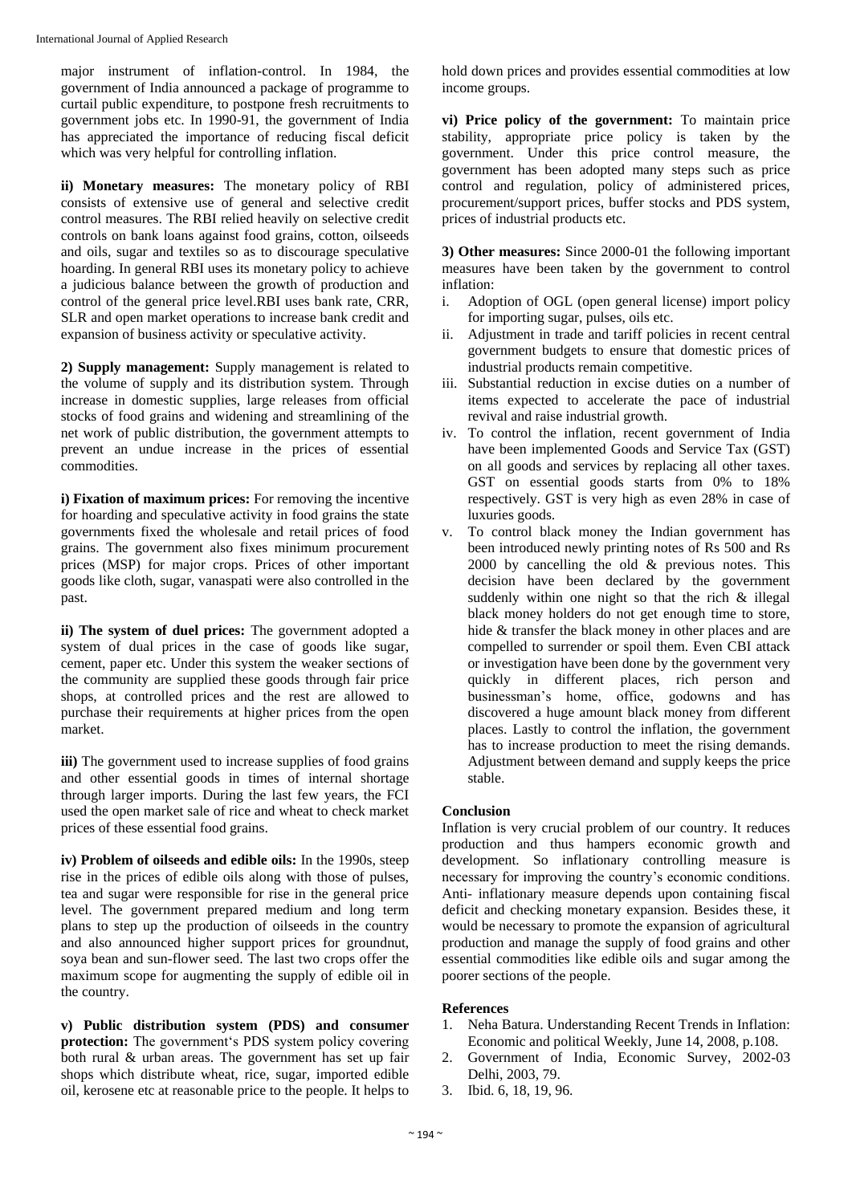major instrument of inflation-control. In 1984, the government of India announced a package of programme to curtail public expenditure, to postpone fresh recruitments to government jobs etc. In 1990-91, the government of India has appreciated the importance of reducing fiscal deficit which was very helpful for controlling inflation.

**ii) Monetary measures:** The monetary policy of RBI consists of extensive use of general and selective credit control measures. The RBI relied heavily on selective credit controls on bank loans against food grains, cotton, oilseeds and oils, sugar and textiles so as to discourage speculative hoarding. In general RBI uses its monetary policy to achieve a judicious balance between the growth of production and control of the general price level.RBI uses bank rate, CRR, SLR and open market operations to increase bank credit and expansion of business activity or speculative activity.

**2) Supply management:** Supply management is related to the volume of supply and its distribution system. Through increase in domestic supplies, large releases from official stocks of food grains and widening and streamlining of the net work of public distribution, the government attempts to prevent an undue increase in the prices of essential commodities.

**i) Fixation of maximum prices:** For removing the incentive for hoarding and speculative activity in food grains the state governments fixed the wholesale and retail prices of food grains. The government also fixes minimum procurement prices (MSP) for major crops. Prices of other important goods like cloth, sugar, vanaspati were also controlled in the past.

**ii) The system of duel prices:** The government adopted a system of dual prices in the case of goods like sugar, cement, paper etc. Under this system the weaker sections of the community are supplied these goods through fair price shops, at controlled prices and the rest are allowed to purchase their requirements at higher prices from the open market.

**iii)** The government used to increase supplies of food grains and other essential goods in times of internal shortage through larger imports. During the last few years, the FCI used the open market sale of rice and wheat to check market prices of these essential food grains.

**iv) Problem of oilseeds and edible oils:** In the 1990s, steep rise in the prices of edible oils along with those of pulses, tea and sugar were responsible for rise in the general price level. The government prepared medium and long term plans to step up the production of oilseeds in the country and also announced higher support prices for groundnut, soya bean and sun-flower seed. The last two crops offer the maximum scope for augmenting the supply of edible oil in the country.

**v) Public distribution system (PDS) and consumer protection:** The government's PDS system policy covering both rural & urban areas. The government has set up fair shops which distribute wheat, rice, sugar, imported edible oil, kerosene etc at reasonable price to the people. It helps to hold down prices and provides essential commodities at low income groups.

**vi) Price policy of the government:** To maintain price stability, appropriate price policy is taken by the government. Under this price control measure, the government has been adopted many steps such as price control and regulation, policy of administered prices, procurement/support prices, buffer stocks and PDS system, prices of industrial products etc.

**3) Other measures:** Since 2000-01 the following important measures have been taken by the government to control inflation:

i. Adoption of OGL (open general license) import policy for importing sugar, pulses, oils etc.
ii. Adjustment in trade and tariff policies in recent central government budgets to ensure that domestic prices of industrial products remain competitive.
iii. Substantial reduction in excise duties on a number of items expected to accelerate the pace of industrial revival and raise industrial growth.
iv. To control the inflation, recent government of India have been implemented Goods and Service Tax (GST) on all goods and services by replacing all other taxes. GST on essential goods starts from 0% to 18% respectively. GST is very high as even 28% in case of luxuries goods.
v. To control black money the Indian government has been introduced newly printing notes of Rs 500 and Rs 2000 by cancelling the old & previous notes. This decision have been declared by the government suddenly within one night so that the rich & illegal black money holders do not get enough time to store, hide & transfer the black money in other places and are compelled to surrender or spoil them. Even CBI attack or investigation have been done by the government very quickly in different places, rich person and businessman's home, office, godowns and has discovered a huge amount black money from different places. Lastly to control the inflation, the government has to increase production to meet the rising demands. Adjustment between demand and supply keeps the price stable.

## Conclusion

Inflation is very crucial problem of our country. It reduces production and thus hampers economic growth and development. So inflationary controlling measure is necessary for improving the country's economic conditions. Anti- inflationary measure depends upon containing fiscal deficit and checking monetary expansion. Besides these, it would be necessary to promote the expansion of agricultural production and manage the supply of food grains and other essential commodities like edible oils and sugar among the poorer sections of the people.

## References

1. Neha Batura. Understanding Recent Trends in Inflation: Economic and political Weekly, June 14, 2008, p.108.
2. Government of India, Economic Survey, 2002-03 Delhi, 2003, 79.
3. Ibid. 6, 18, 19, 96.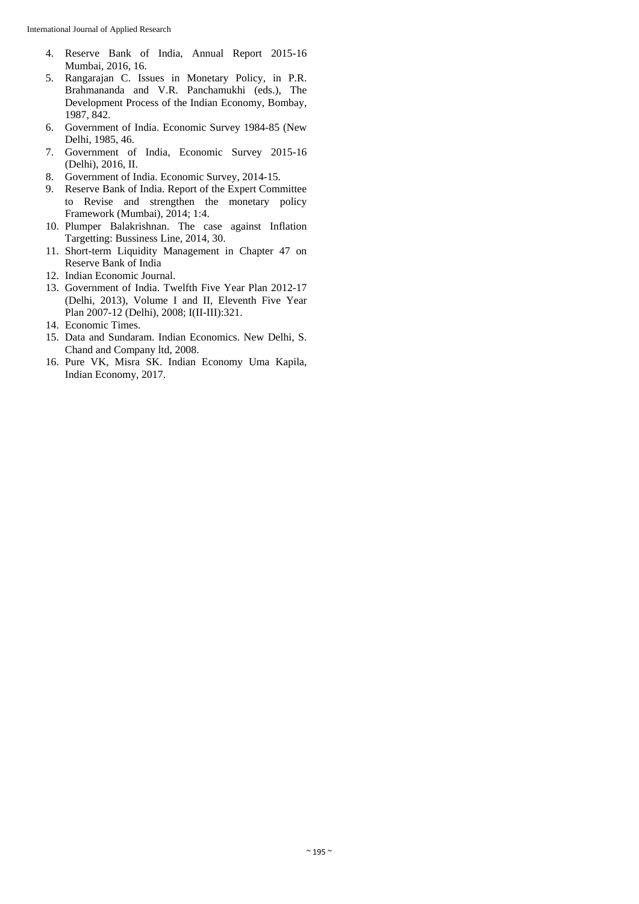4. Reserve Bank of India, Annual Report 2015-16 Mumbai, 2016, 16.
5. Rangarajan C. Issues in Monetary Policy, in P.R. Brahmananda and V.R. Panchamukhi (eds.), The Development Process of the Indian Economy, Bombay, 1987, 842.
6. Government of India. Economic Survey 1984-85 (New Delhi, 1985, 46.
7. Government of India, Economic Survey 2015-16 (Delhi), 2016, II.
8. Government of India. Economic Survey, 2014-15.
9. Reserve Bank of India. Report of the Expert Committee to Revise and strengthen the monetary policy Framework (Mumbai), 2014; 1:4.
10. Plumper Balakrishnan. The case against Inflation Targetting: Bussiness Line, 2014, 30.
11. Short-term Liquidity Management in Chapter 47 on Reserve Bank of India
12. Indian Economic Journal.
13. Government of India. Twelfth Five Year Plan 2012-17 (Delhi, 2013), Volume I and II, Eleventh Five Year Plan 2007-12 (Delhi), 2008; I(II-III):321.
14. Economic Times.
15. Data and Sundaram. Indian Economics. New Delhi, S. Chand and Company ltd, 2008.
16. Pure VK, Misra SK. Indian Economy Uma Kapila, Indian Economy, 2017.